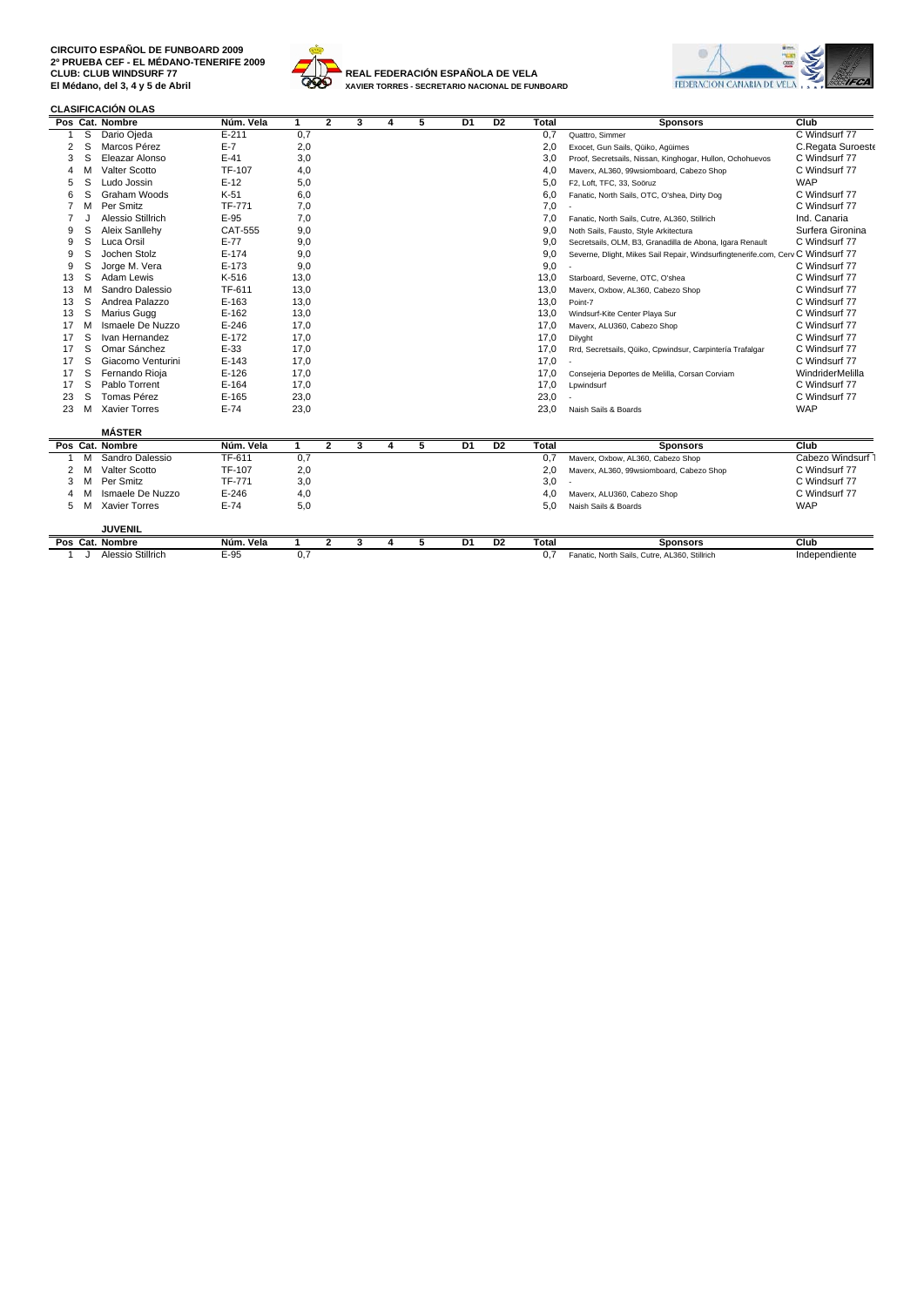**CIRCUITO ESPAÑOL DE FUNBOARD 2009**
**2º PRUEBA CEF - EL MÉDANO-TENERIFE 2009**
**CLUB: CLUB WINDSURF 77**
**El Médano, del 3, 4 y 5 de Abril**

**REAL FEDERACIÓN ESPAÑOLA DE VELA**
**XAVIER TORRES - SECRETARIO NACIONAL DE FUNBOARD**

FEDERACION CANARIA DE VELA

## CLASIFICACIÓN OLAS

| Pos | Cat. | Nombre | Núm. Vela | 1 | 2 | 3 | 4 | 5 | D1 | D2 | Total | Sponsors | Club |
|---|---|---|---|---|---|---|---|---|---|---|---|---|---|
| 1 | S | Dario Ojeda | E-211 | 0,7 | | | | | | | 0,7 | Quattro, Simmer | C Windsurf 77 |
| 2 | S | Marcos Pérez | E-7 | 2,0 | | | | | | | 2,0 | Exocet, Gun Sails, Qüiko, Agüimes | C.Regata Suroeste |
| 3 | S | Eleazar Alonso | E-41 | 3,0 | | | | | | | 3,0 | Proof, Secretsails, Nissan, Kinghogar, Hullon, Ochohuevos | C Windsurf 77 |
| 4 | M | Valter Scotto | TF-107 | 4,0 | | | | | | | 4,0 | Maverx, AL360, 99wsiomboard, Cabezo Shop | C Windsurf 77 |
| 5 | S | Ludo Jossin | E-12 | 5,0 | | | | | | | 5,0 | F2, Loft, TFC, 33, Soöruz | WAP |
| 6 | S | Graham Woods | K-51 | 6,0 | | | | | | | 6,0 | Fanatic, North Sails, OTC, O'shea, Dirty Dog | C Windsurf 77 |
| 7 | M | Per Smitz | TF-771 | 7,0 | | | | | | | 7,0 | - | C Windsurf 77 |
| 7 | J | Alessio Stillrich | E-95 | 7,0 | | | | | | | 7,0 | Fanatic, North Sails, Cutre, AL360, Stillrich | Ind. Canaria |
| 9 | S | Aleix Sanllehy | CAT-555 | 9,0 | | | | | | | 9,0 | Noth Sails, Fausto, Style Arkitectura | Surfera Gironina |
| 9 | S | Luca Orsil | E-77 | 9,0 | | | | | | | 9,0 | Secretsails, OLM, B3, Granadilla de Abona, Igara Renault | C Windsurf 77 |
| 9 | S | Jochen Stolz | E-174 | 9,0 | | | | | | | 9,0 | Severne, Dlight, Mikes Sail Repair, Windsurfingtenerife.com, Cerv | C Windsurf 77 |
| 9 | S | Jorge M. Vera | E-173 | 9,0 | | | | | | | 9,0 | - | C Windsurf 77 |
| 13 | S | Adam Lewis | K-516 | 13,0 | | | | | | | 13,0 | Starboard, Severne, OTC, O'shea | C Windsurf 77 |
| 13 | M | Sandro Dalessio | TF-611 | 13,0 | | | | | | | 13,0 | Maverx, Oxbow, AL360, Cabezo Shop | C Windsurf 77 |
| 13 | S | Andrea Palazzo | E-163 | 13,0 | | | | | | | 13,0 | Point-7 | C Windsurf 77 |
| 13 | S | Marius Gugg | E-162 | 13,0 | | | | | | | 13,0 | Windsurf-Kite Center Playa Sur | C Windsurf 77 |
| 17 | M | Ismaele De Nuzzo | E-246 | 17,0 | | | | | | | 17,0 | Maverx, ALU360, Cabezo Shop | C Windsurf 77 |
| 17 | S | Ivan Hernandez | E-172 | 17,0 | | | | | | | 17,0 | Dilyght | C Windsurf 77 |
| 17 | S | Omar Sánchez | E-33 | 17,0 | | | | | | | 17,0 | Rrd, Secretsails, Qüiko, Cpwindsur, Carpintería Trafalgar | C Windsurf 77 |
| 17 | S | Giacomo Venturini | E-143 | 17,0 | | | | | | | 17,0 | - | C Windsurf 77 |
| 17 | S | Fernando Rioja | E-126 | 17,0 | | | | | | | 17,0 | Consejeria Deportes de Melilla, Corsan Corviam | WindriderMelilla |
| 17 | S | Pablo Torrent | E-164 | 17,0 | | | | | | | 17,0 | Lpwindsurf | C Windsurf 77 |
| 23 | S | Tomas Pérez | E-165 | 23,0 | | | | | | | 23,0 | - | C Windsurf 77 |
| 23 | M | Xavier Torres | E-74 | 23,0 | | | | | | | 23,0 | Naish Sails & Boards | WAP |

### MÁSTER

| Pos | Cat. | Nombre | Núm. Vela | 1 | 2 | 3 | 4 | 5 | D1 | D2 | Total | Sponsors | Club |
|---|---|---|---|---|---|---|---|---|---|---|---|---|---|
| 1 | M | Sandro Dalessio | TF-611 | 0,7 | | | | | | | 0,7 | Maverx, Oxbow, AL360, Cabezo Shop | Cabezo Windsurf 7 |
| 2 | M | Valter Scotto | TF-107 | 2,0 | | | | | | | 2,0 | Maverx, AL360, 99wsiomboard, Cabezo Shop | C Windsurf 77 |
| 3 | M | Per Smitz | TF-771 | 3,0 | | | | | | | 3,0 | - | C Windsurf 77 |
| 4 | M | Ismaele De Nuzzo | E-246 | 4,0 | | | | | | | 4,0 | Maverx, ALU360, Cabezo Shop | C Windsurf 77 |
| 5 | M | Xavier Torres | E-74 | 5,0 | | | | | | | 5,0 | Naish Sails & Boards | WAP |

### JUVENIL

| Pos | Cat. | Nombre | Núm. Vela | 1 | 2 | 3 | 4 | 5 | D1 | D2 | Total | Sponsors | Club |
|---|---|---|---|---|---|---|---|---|---|---|---|---|---|
| 1 | J | Alessio Stillrich | E-95 | 0,7 | | | | | | | 0,7 | Fanatic, North Sails, Cutre, AL360, Stillrich | Independiente |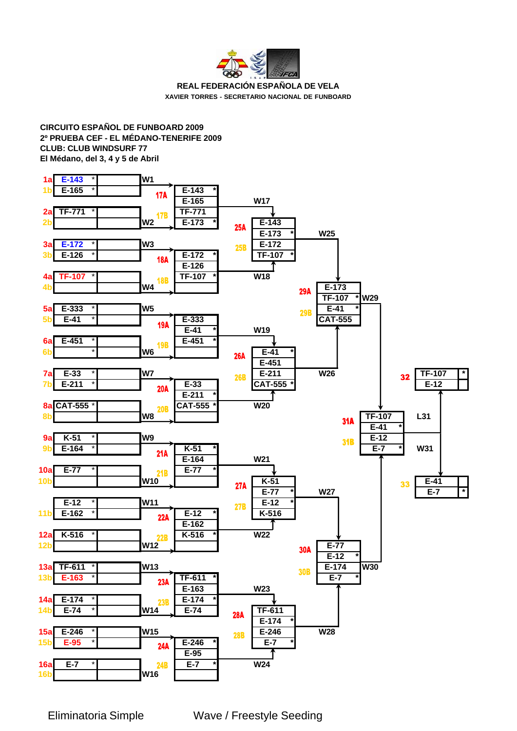**REAL FEDERACIÓN ESPAÑOLA DE VELA**

**XAVIER TORRES - SECRETARIO NACIONAL DE FUNBOARD**

**CIRCUITO ESPAÑOL DE FUNBOARD 2009**
**2º PRUEBA CEF - EL MÉDANO-TENERIFE 2009**
**CLUB: CLUB WINDSURF 77**
**El Médano, del 3, 4 y 5 de Abril**

## Round 1

| Heat | Seed | Rider |
|---|---|---|
| W1 | 1a | E-143 * |
| W1 | 1b | E-165 * |
| W2 | 2a | TF-771 * |
| W2 | 2b | |
| W3 | 3a | E-172 * |
| W3 | 3b | E-126 * |
| W4 | 4a | TF-107 * |
| W4 | 4b | |
| W5 | 5a | E-333 * |
| W5 | 5b | E-41 * |
| W6 | 6a | E-451 * |
| W6 | 6b | * |
| W7 | 7a | E-33 * |
| W7 | 7b | E-211 * |
| W8 | 8a | CAT-555 * |
| W8 | 8b | |
| W9 | 9a | K-51 * |
| W9 | 9b | E-164 * |
| W10 | 10a | E-77 * |
| W10 | 10b | |
| W11 | | E-12 * |
| W11 | 11b | E-162 * |
| W12 | 12a | K-516 * |
| W12 | 12b | |
| W13 | 13a | TF-611 * |
| W13 | 13b | E-163 * |
| W14 | 14a | E-174 * |
| W14 | 14b | E-74 * |
| W15 | 15a | E-246 * |
| W15 | 15b | E-95 * |
| W16 | 16a | E-7 * |
| W16 | 16b | |

## Round 2

| Heat | Riders | Seeds | Winners to |
|---|---|---|---|
| 17A / 17B | E-143 *, E-165, TF-771, E-173 * | 17A, 17B | W17 |
| 18A / 18B | E-172 *, E-126, TF-107 *, (empty) | 18A, 18B | W18 |
| 19A / 19B | E-333, E-41 *, E-451 *, (empty) | 19A, 19B | W19 |
| 20A / 20B | E-33, E-211 *, CAT-555 *, (empty) | 20A, 20B | W20 |
| 21A / 21B | K-51 *, E-164, E-77 *, (empty) | 21A, 21B | W21 |
| 22A / 22B | E-12 *, E-162, K-516 *, (empty) | 22A, 22B | W22 |
| 23A / 23B | TF-611 *, E-163, E-174 *, E-74 | 23A, 23B | W23 |
| 24A / 24B | E-246 *, E-95, E-7 *, (empty) | 24A, 24B | W24 |

## Round 3

| Heat | Riders | Seeds | Winners to |
|---|---|---|---|
| 25A / 25B | E-143, E-173 *, E-172, TF-107 * | 25A, 25B | W25 |
| 26A / 26B | E-41 *, E-451, E-211, CAT-555 * | 26A, 26B | W26 |
| 27A / 27B | K-51, E-77 *, E-12 *, K-516 | 27A, 27B | W27 |
| 28A / 28B | TF-611, E-174 *, E-246, E-7 * | 28A, 28B | W28 |

## Semifinals

| Heat | Riders | Seeds | Winners to |
|---|---|---|---|
| 29A / 29B | E-173, TF-107 *, E-41 *, CAT-555 | 29A, 29B | W29 |
| 30A / 30B | E-77, E-12 *, E-174, E-7 * | 30A, 30B | W30 |

## Final

| Heat | Riders | Seeds |
|---|---|---|
| 31A / 31B | TF-107, E-41 *, E-12, E-7 * | 31A, 31B |

W31 / L31

| Place | Riders |
|---|---|
| 32 | TF-107 *, E-12 |
| 33 | E-41, E-7 * |

Eliminatoria Simple

Wave / Freestyle Seeding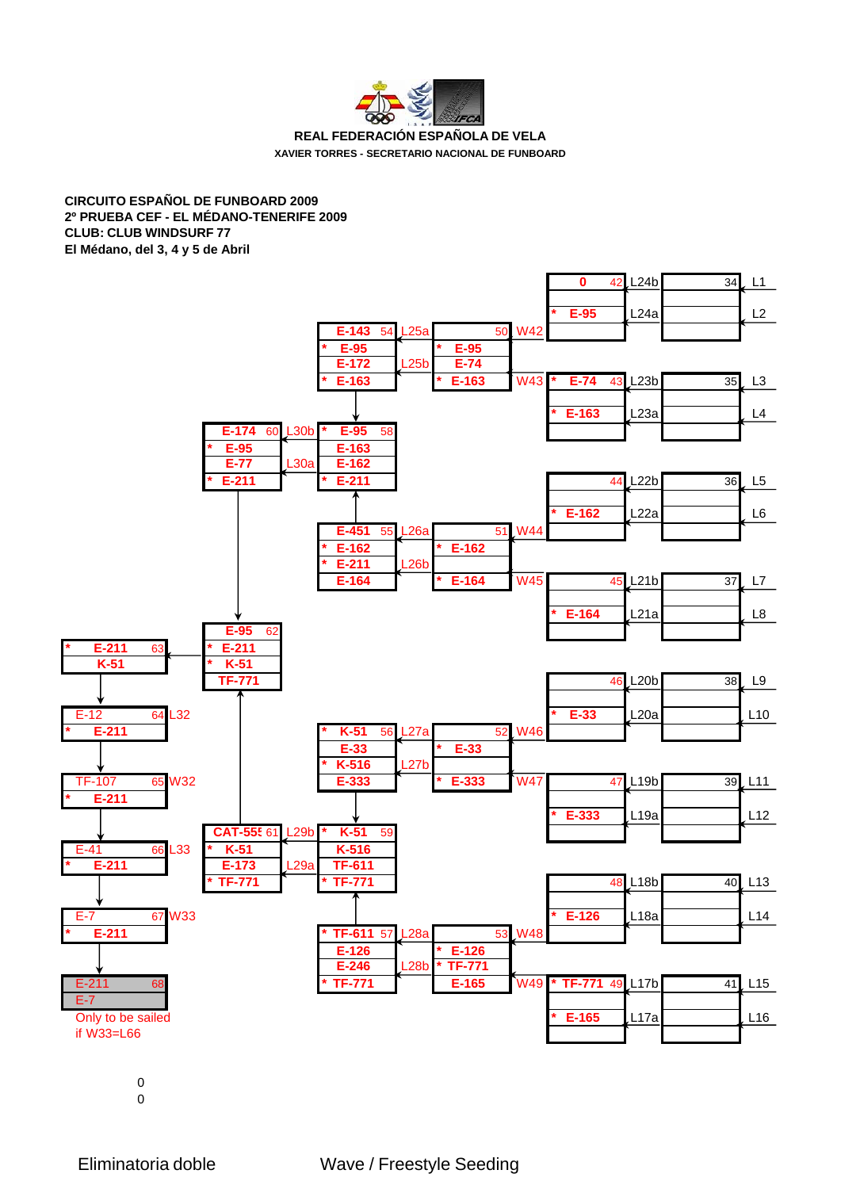**REAL FEDERACIÓN ESPAÑOLA DE VELA**

**XAVIER TORRES - SECRETARIO NACIONAL DE FUNBOARD**

**CIRCUITO ESPAÑOL DE FUNBOARD 2009**
**2º PRUEBA CEF - EL MÉDANO-TENERIFE 2009**
**CLUB: CLUB WINDSURF 77**
**El Médano, del 3, 4 y 5 de Abril**

Heat 34: L1, L2
Heat 35: L3, L4
Heat 36: L5, L6
Heat 37: L7, L8
Heat 38: L9, L10
Heat 39: L11, L12
Heat 40: L13, L14
Heat 41: L15, L16

Heat 42: 0 (L24b), * E-95 (L24a)
Heat 43: * E-74 (L23b), * E-163 (L23a)
Heat 44: (L22b), * E-162 (L22a)
Heat 45: (L21b), * E-164 (L21a)
Heat 46: (L20b), * E-33 (L20a)
Heat 47: (L19b), * E-333 (L19a)
Heat 48: (L18b), * E-126 (L18a)
Heat 49: * TF-771 (L17b), * E-165 (L17a)

Heat 50: * E-95, E-74, * E-163 (W42, W43)
Heat 51: * E-162, * E-164 (W44, W45)
Heat 52: * E-33, * E-333 (W46, W47)
Heat 53: * E-126, * TF-771, E-165 (W48, W49)

Heat 54: E-143, * E-95, E-172, * E-163 (L25a, L25b)
Heat 55: E-451, * E-162, * E-211, E-164 (L26a, L26b)
Heat 56: * K-51, E-33, * K-516, E-333 (L27a, L27b)
Heat 57: * TF-611, E-126, E-246, * TF-771 (L28a, L28b)

Heat 58: * E-95, E-163, E-162, * E-211
Heat 59: * K-51, K-516, TF-611, * TF-771

Heat 60: E-174, * E-95, E-77, * E-211 (L30b, L30a)
Heat 61: CAT-555, * K-51, E-173, * TF-771 (L29b, L29a)

Heat 62: E-95, * E-211, * K-51, TF-771

Heat 63: * E-211, K-51
Heat 64: E-12, * E-211 (L32)
Heat 65: TF-107, * E-211 (W32)
Heat 66: E-41, * E-211 (L33)
Heat 67: E-7, * E-211 (W33)
Heat 68: E-211, E-7

Only to be sailed
if W33=L66

0
0

Eliminatoria doble

Wave / Freestyle Seeding